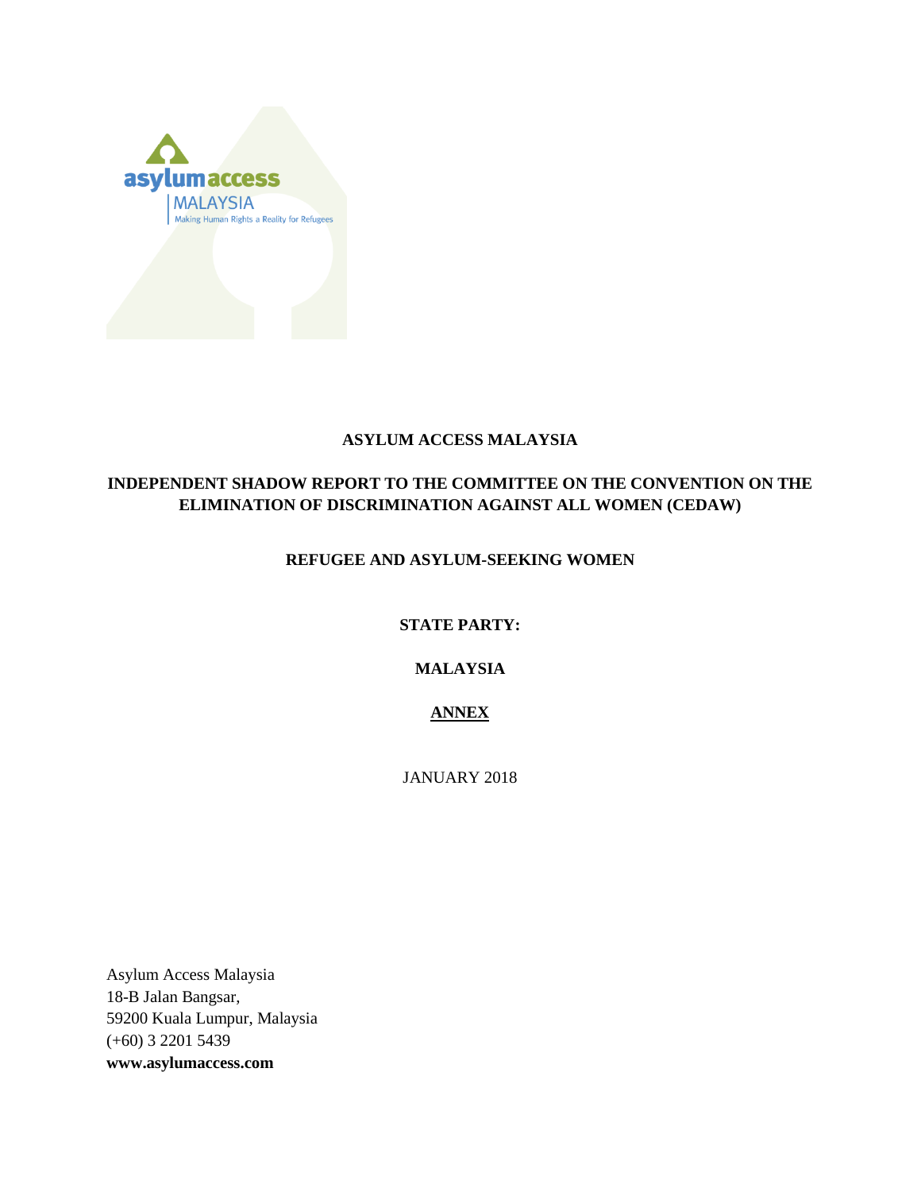asylum access

MALAYSIA

Making Human Rights a Reality for Refugees

# ASYLUM ACCESS MALAYSIA

## INDEPENDENT SHADOW REPORT TO THE COMMITTEE ON THE CONVENTION ON THE ELIMINATION OF DISCRIMINATION AGAINST ALL WOMEN (CEDAW)

## REFUGEE AND ASYLUM-SEEKING WOMEN

**STATE PARTY:**

**MALAYSIA**

**ANNEX**

JANUARY 2018

Asylum Access Malaysia
18-B Jalan Bangsar,
59200 Kuala Lumpur, Malaysia
(+60) 3 2201 5439
**www.asylumaccess.com**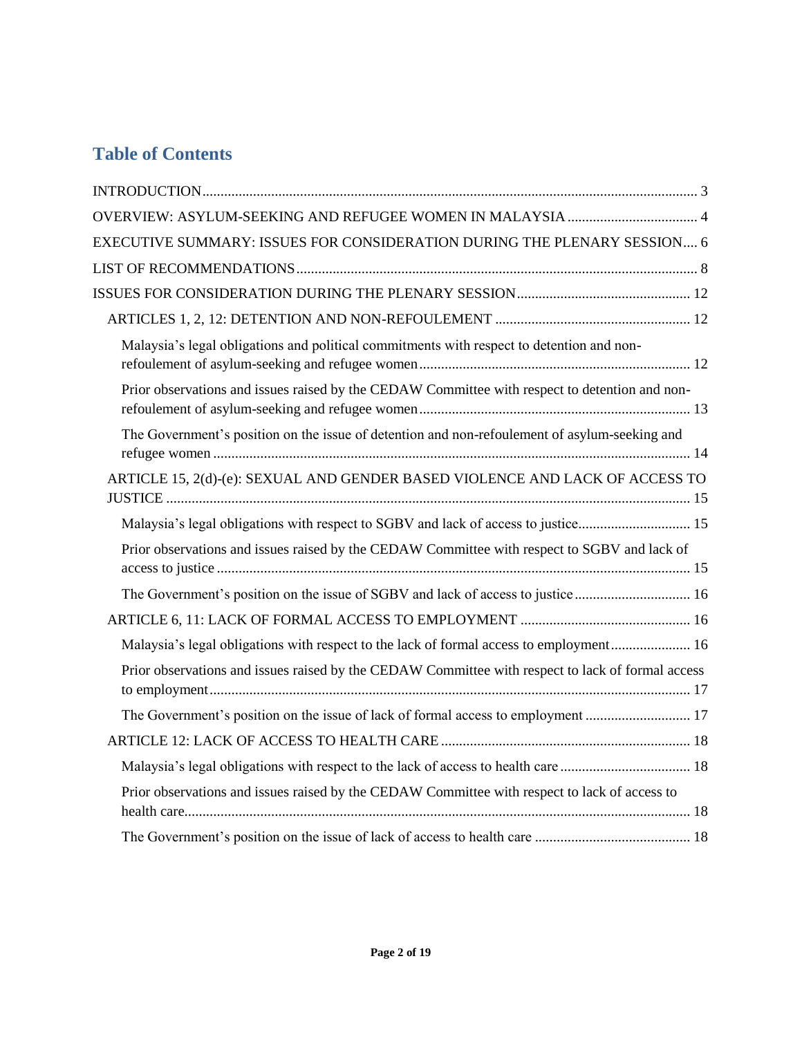## Table of Contents

INTRODUCTION ..... 3

OVERVIEW: ASYLUM-SEEKING AND REFUGEE WOMEN IN MALAYSIA ..... 4

EXECUTIVE SUMMARY: ISSUES FOR CONSIDERATION DURING THE PLENARY SESSION ..... 6

LIST OF RECOMMENDATIONS ..... 8

ISSUES FOR CONSIDERATION DURING THE PLENARY SESSION ..... 12

- ARTICLES 1, 2, 12: DETENTION AND NON-REFOULEMENT ..... 12
  - Malaysia's legal obligations and political commitments with respect to detention and non-refoulement of asylum-seeking and refugee women ..... 12
  - Prior observations and issues raised by the CEDAW Committee with respect to detention and non-refoulement of asylum-seeking and refugee women ..... 13
  - The Government's position on the issue of detention and non-refoulement of asylum-seeking and refugee women ..... 14
- ARTICLE 15, 2(d)-(e): SEXUAL AND GENDER BASED VIOLENCE AND LACK OF ACCESS TO JUSTICE ..... 15
  - Malaysia's legal obligations with respect to SGBV and lack of access to justice ..... 15
  - Prior observations and issues raised by the CEDAW Committee with respect to SGBV and lack of access to justice ..... 15
  - The Government's position on the issue of SGBV and lack of access to justice ..... 16
- ARTICLE 6, 11: LACK OF FORMAL ACCESS TO EMPLOYMENT ..... 16
  - Malaysia's legal obligations with respect to the lack of formal access to employment ..... 16
  - Prior observations and issues raised by the CEDAW Committee with respect to lack of formal access to employment ..... 17
  - The Government's position on the issue of lack of formal access to employment ..... 17
- ARTICLE 12: LACK OF ACCESS TO HEALTH CARE ..... 18
  - Malaysia's legal obligations with respect to the lack of access to health care ..... 18
  - Prior observations and issues raised by the CEDAW Committee with respect to lack of access to health care ..... 18
  - The Government's position on the issue of lack of access to health care ..... 18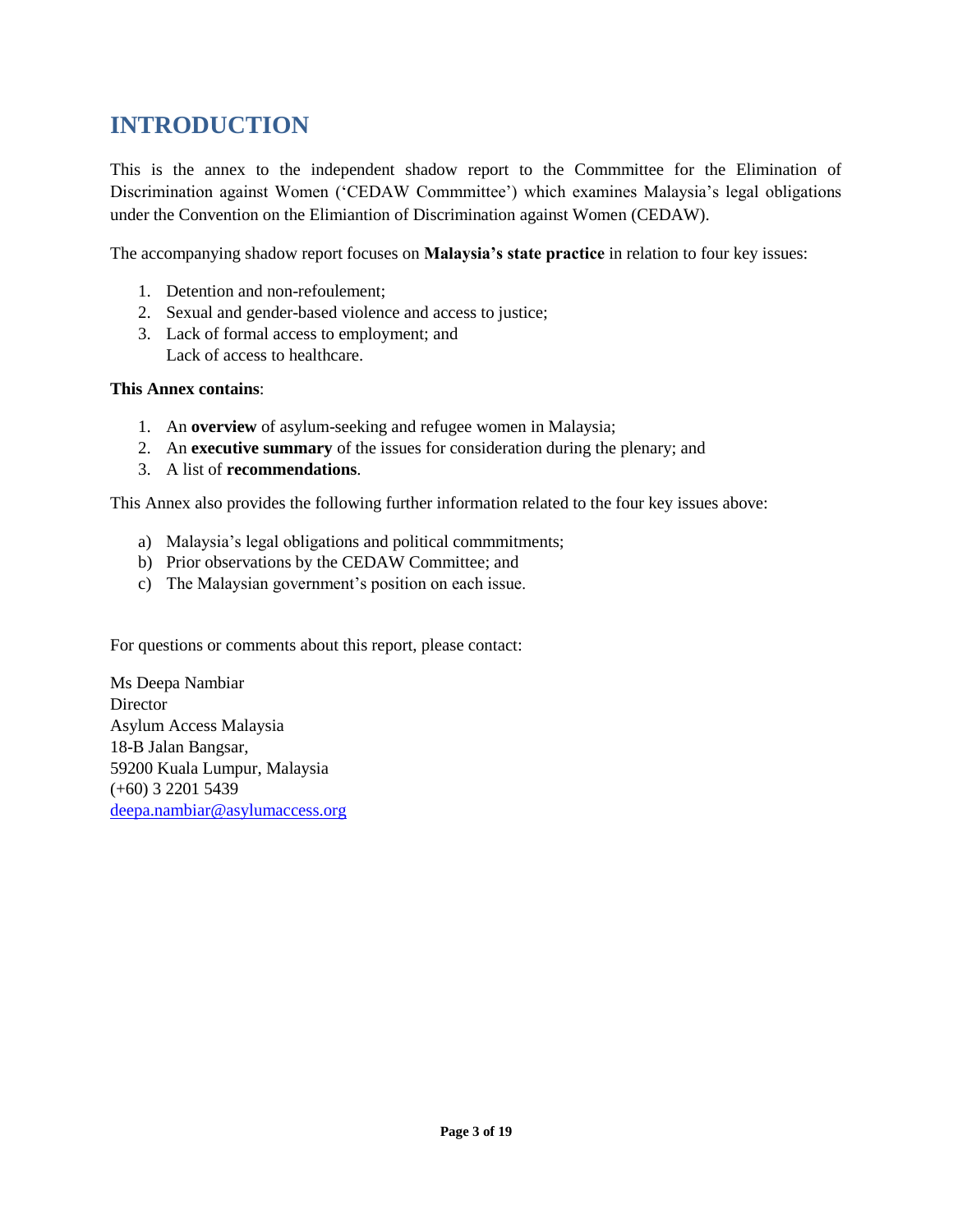# INTRODUCTION

This is the annex to the independent shadow report to the Commmittee for the Elimination of Discrimination against Women ('CEDAW Commmittee') which examines Malaysia's legal obligations under the Convention on the Elimiantion of Discrimination against Women (CEDAW).

The accompanying shadow report focuses on **Malaysia's state practice** in relation to four key issues:

1. Detention and non-refoulement;
2. Sexual and gender-based violence and access to justice;
3. Lack of formal access to employment; and
   Lack of access to healthcare.

**This Annex contains**:

1. An **overview** of asylum-seeking and refugee women in Malaysia;
2. An **executive summary** of the issues for consideration during the plenary; and
3. A list of **recommendations**.

This Annex also provides the following further information related to the four key issues above:

a) Malaysia's legal obligations and political commmitments;
b) Prior observations by the CEDAW Committee; and
c) The Malaysian government's position on each issue.

For questions or comments about this report, please contact:

Ms Deepa Nambiar
Director
Asylum Access Malaysia
18-B Jalan Bangsar,
59200 Kuala Lumpur, Malaysia
(+60) 3 2201 5439
deepa.nambiar@asylumaccess.org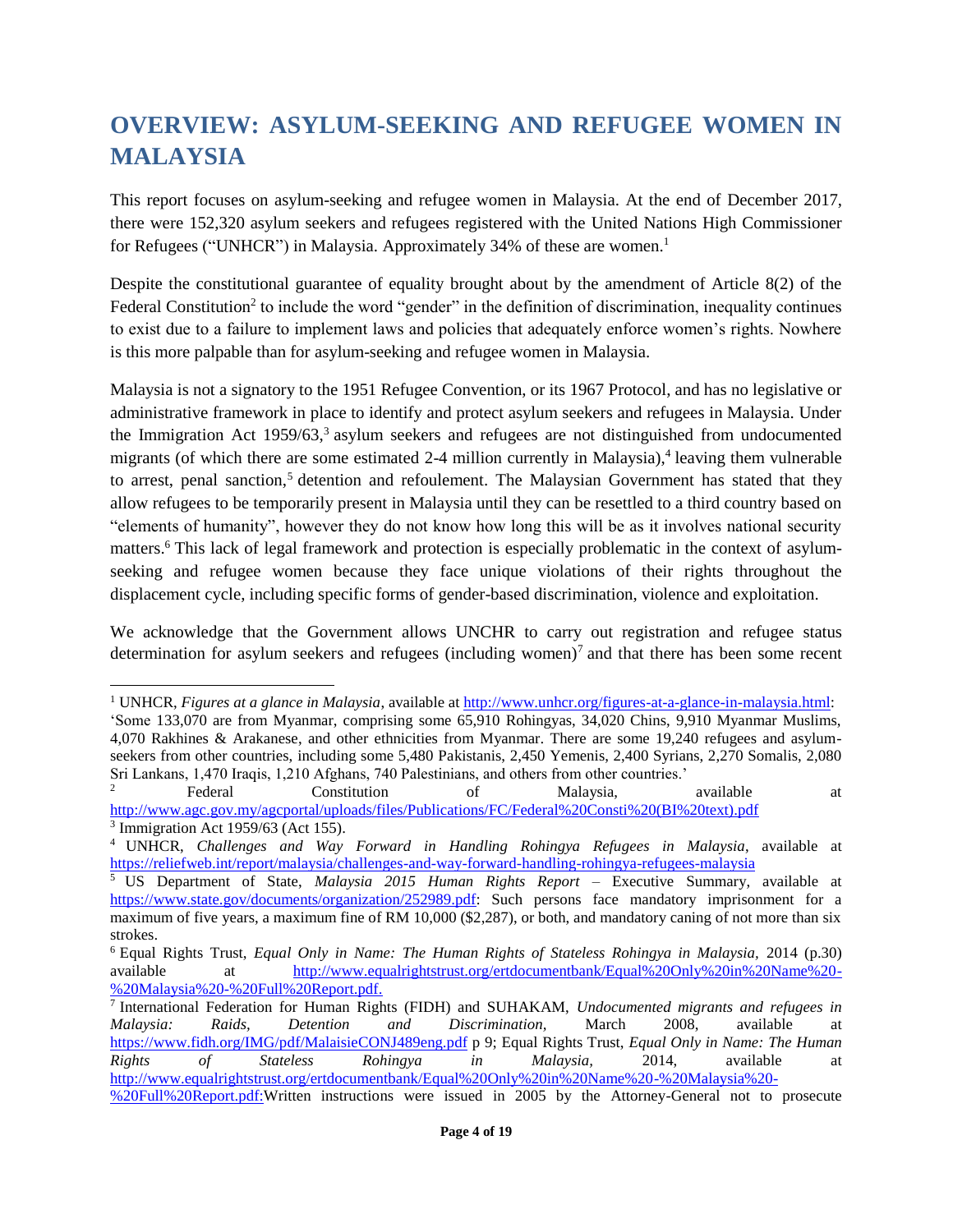# OVERVIEW: ASYLUM-SEEKING AND REFUGEE WOMEN IN MALAYSIA

This report focuses on asylum-seeking and refugee women in Malaysia. At the end of December 2017, there were 152,320 asylum seekers and refugees registered with the United Nations High Commissioner for Refugees ("UNHCR") in Malaysia. Approximately 34% of these are women.[1]

Despite the constitutional guarantee of equality brought about by the amendment of Article 8(2) of the Federal Constitution[2] to include the word "gender" in the definition of discrimination, inequality continues to exist due to a failure to implement laws and policies that adequately enforce women's rights. Nowhere is this more palpable than for asylum-seeking and refugee women in Malaysia.

Malaysia is not a signatory to the 1951 Refugee Convention, or its 1967 Protocol, and has no legislative or administrative framework in place to identify and protect asylum seekers and refugees in Malaysia. Under the Immigration Act 1959/63,[3] asylum seekers and refugees are not distinguished from undocumented migrants (of which there are some estimated 2-4 million currently in Malaysia),[4] leaving them vulnerable to arrest, penal sanction,[5] detention and refoulement. The Malaysian Government has stated that they allow refugees to be temporarily present in Malaysia until they can be resettled to a third country based on "elements of humanity", however they do not know how long this will be as it involves national security matters.[6] This lack of legal framework and protection is especially problematic in the context of asylum-seeking and refugee women because they face unique violations of their rights throughout the displacement cycle, including specific forms of gender-based discrimination, violence and exploitation.

We acknowledge that the Government allows UNCHR to carry out registration and refugee status determination for asylum seekers and refugees (including women)[7] and that there has been some recent

---

[1] UNHCR, *Figures at a glance in Malaysia*, available at http://www.unhcr.org/figures-at-a-glance-in-malaysia.html: 'Some 133,070 are from Myanmar, comprising some 65,910 Rohingyas, 34,020 Chins, 9,910 Myanmar Muslims, 4,070 Rakhines & Arakanese, and other ethnicities from Myanmar. There are some 19,240 refugees and asylum-seekers from other countries, including some 5,480 Pakistanis, 2,450 Yemenis, 2,400 Syrians, 2,270 Somalis, 2,080 Sri Lankans, 1,470 Iraqis, 1,210 Afghans, 740 Palestinians, and others from other countries.'

[2] Federal Constitution of Malaysia, available at http://www.agc.gov.my/agcportal/uploads/files/Publications/FC/Federal%20Consti%20(BI%20text).pdf

[3] Immigration Act 1959/63 (Act 155).

[4] UNHCR, *Challenges and Way Forward in Handling Rohingya Refugees in Malaysia*, available at https://reliefweb.int/report/malaysia/challenges-and-way-forward-handling-rohingya-refugees-malaysia

[5] US Department of State, *Malaysia 2015 Human Rights Report* – Executive Summary, available at https://www.state.gov/documents/organization/252989.pdf: Such persons face mandatory imprisonment for a maximum of five years, a maximum fine of RM 10,000 ($2,287), or both, and mandatory caning of not more than six strokes.

[6] Equal Rights Trust, *Equal Only in Name: The Human Rights of Stateless Rohingya in Malaysia*, 2014 (p.30) available at http://www.equalrightstrust.org/ertdocumentbank/Equal%20Only%20in%20Name%20-%20Malaysia%20-%20Full%20Report.pdf.

[7] International Federation for Human Rights (FIDH) and SUHAKAM, *Undocumented migrants and refugees in Malaysia: Raids, Detention and Discrimination,* March 2008, available at https://www.fidh.org/IMG/pdf/MalaisieCONJ489eng.pdf p 9; Equal Rights Trust, *Equal Only in Name: The Human Rights of Stateless Rohingya in Malaysia,* 2014, available at http://www.equalrightstrust.org/ertdocumentbank/Equal%20Only%20in%20Name%20-%20Malaysia%20-%20Full%20Report.pdf:Written instructions were issued in 2005 by the Attorney-General not to prosecute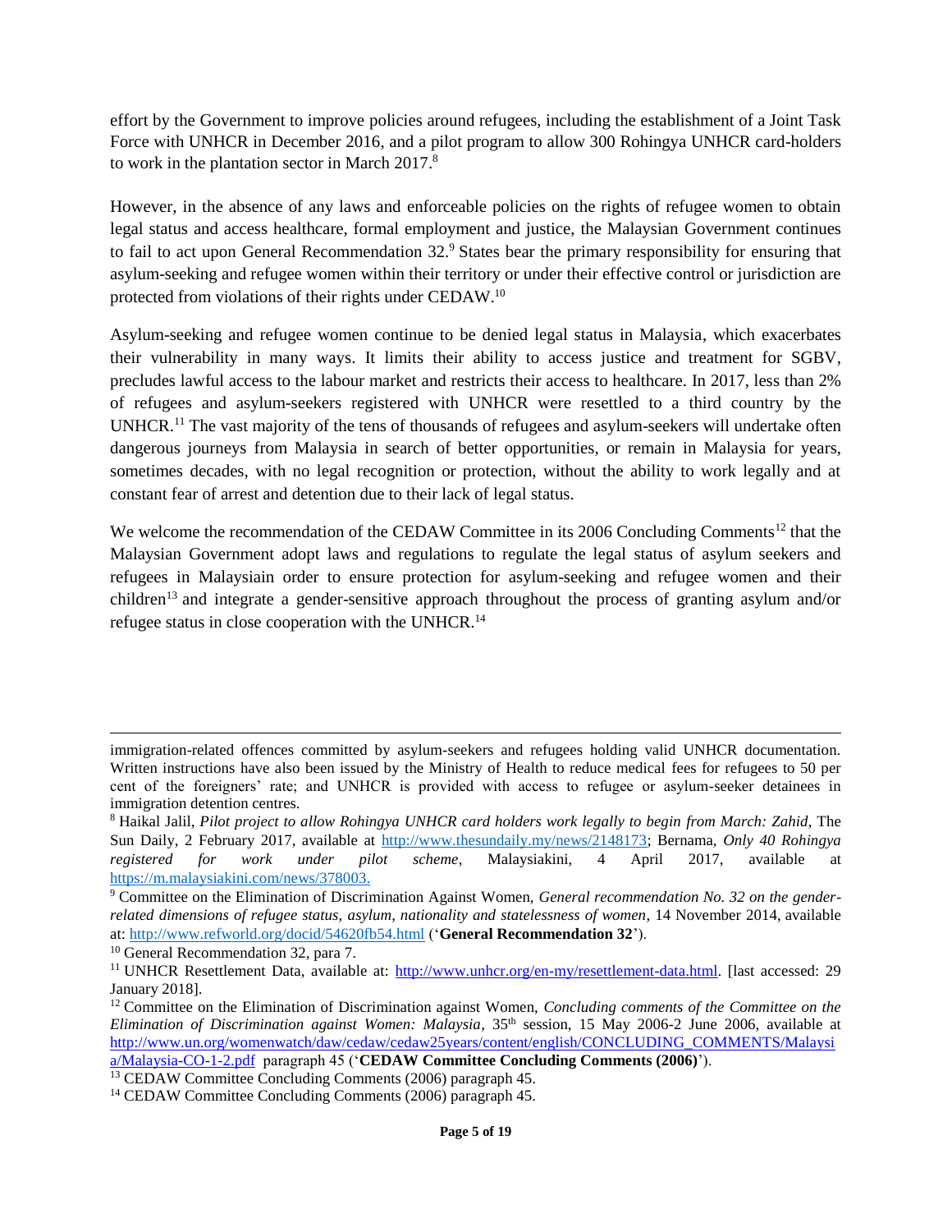effort by the Government to improve policies around refugees, including the establishment of a Joint Task Force with UNHCR in December 2016, and a pilot program to allow 300 Rohingya UNHCR card-holders to work in the plantation sector in March 2017.[8]

However, in the absence of any laws and enforceable policies on the rights of refugee women to obtain legal status and access healthcare, formal employment and justice, the Malaysian Government continues to fail to act upon General Recommendation 32.[9] States bear the primary responsibility for ensuring that asylum-seeking and refugee women within their territory or under their effective control or jurisdiction are protected from violations of their rights under CEDAW.[10]

Asylum-seeking and refugee women continue to be denied legal status in Malaysia, which exacerbates their vulnerability in many ways. It limits their ability to access justice and treatment for SGBV, precludes lawful access to the labour market and restricts their access to healthcare. In 2017, less than 2% of refugees and asylum-seekers registered with UNHCR were resettled to a third country by the UNHCR.[11] The vast majority of the tens of thousands of refugees and asylum-seekers will undertake often dangerous journeys from Malaysia in search of better opportunities, or remain in Malaysia for years, sometimes decades, with no legal recognition or protection, without the ability to work legally and at constant fear of arrest and detention due to their lack of legal status.

We welcome the recommendation of the CEDAW Committee in its 2006 Concluding Comments[12] that the Malaysian Government adopt laws and regulations to regulate the legal status of asylum seekers and refugees in Malaysiain order to ensure protection for asylum-seeking and refugee women and their children[13] and integrate a gender-sensitive approach throughout the process of granting asylum and/or refugee status in close cooperation with the UNHCR.[14]

---

immigration-related offences committed by asylum-seekers and refugees holding valid UNHCR documentation. Written instructions have also been issued by the Ministry of Health to reduce medical fees for refugees to 50 per cent of the foreigners' rate; and UNHCR is provided with access to refugee or asylum-seeker detainees in immigration detention centres.

[8] Haikal Jalil, *Pilot project to allow Rohingya UNHCR card holders work legally to begin from March: Zahid*, The Sun Daily, 2 February 2017, available at http://www.thesundaily.my/news/2148173; Bernama, *Only 40 Rohingya registered for work under pilot scheme*, Malaysiakini, 4 April 2017, available at https://m.malaysiakini.com/news/378003.

[9] Committee on the Elimination of Discrimination Against Women, *General recommendation No. 32 on the gender-related dimensions of refugee status, asylum, nationality and statelessness of women*, 14 November 2014, available at: http://www.refworld.org/docid/54620fb54.html ('**General Recommendation 32**').

[10] General Recommendation 32, para 7.

[11] UNHCR Resettlement Data, available at: http://www.unhcr.org/en-my/resettlement-data.html. [last accessed: 29 January 2018].

[12] Committee on the Elimination of Discrimination against Women, *Concluding comments of the Committee on the Elimination of Discrimination against Women: Malaysia*, 35th session, 15 May 2006-2 June 2006, available at http://www.un.org/womenwatch/daw/cedaw/cedaw25years/content/english/CONCLUDING_COMMENTS/Malaysia/Malaysia-CO-1-2.pdf paragraph 45 ('**CEDAW Committee Concluding Comments (2006)**').

[13] CEDAW Committee Concluding Comments (2006) paragraph 45.

[14] CEDAW Committee Concluding Comments (2006) paragraph 45.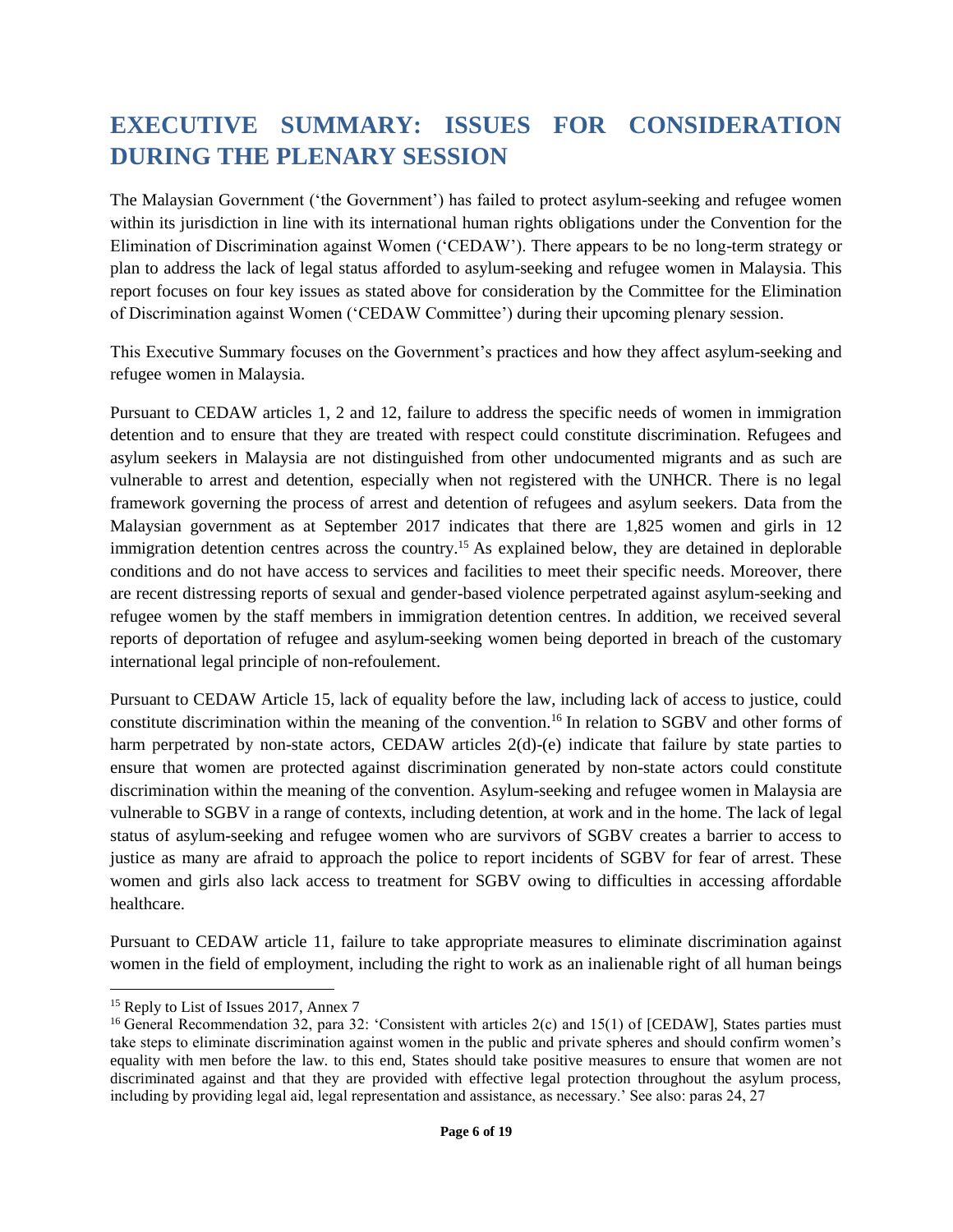# EXECUTIVE SUMMARY: ISSUES FOR CONSIDERATION DURING THE PLENARY SESSION

The Malaysian Government ('the Government') has failed to protect asylum-seeking and refugee women within its jurisdiction in line with its international human rights obligations under the Convention for the Elimination of Discrimination against Women ('CEDAW'). There appears to be no long-term strategy or plan to address the lack of legal status afforded to asylum-seeking and refugee women in Malaysia. This report focuses on four key issues as stated above for consideration by the Committee for the Elimination of Discrimination against Women ('CEDAW Committee') during their upcoming plenary session.

This Executive Summary focuses on the Government's practices and how they affect asylum-seeking and refugee women in Malaysia.

Pursuant to CEDAW articles 1, 2 and 12, failure to address the specific needs of women in immigration detention and to ensure that they are treated with respect could constitute discrimination. Refugees and asylum seekers in Malaysia are not distinguished from other undocumented migrants and as such are vulnerable to arrest and detention, especially when not registered with the UNHCR. There is no legal framework governing the process of arrest and detention of refugees and asylum seekers. Data from the Malaysian government as at September 2017 indicates that there are 1,825 women and girls in 12 immigration detention centres across the country.[15] As explained below, they are detained in deplorable conditions and do not have access to services and facilities to meet their specific needs. Moreover, there are recent distressing reports of sexual and gender-based violence perpetrated against asylum-seeking and refugee women by the staff members in immigration detention centres. In addition, we received several reports of deportation of refugee and asylum-seeking women being deported in breach of the customary international legal principle of non-refoulement.

Pursuant to CEDAW Article 15, lack of equality before the law, including lack of access to justice, could constitute discrimination within the meaning of the convention.[16] In relation to SGBV and other forms of harm perpetrated by non-state actors, CEDAW articles 2(d)-(e) indicate that failure by state parties to ensure that women are protected against discrimination generated by non-state actors could constitute discrimination within the meaning of the convention. Asylum-seeking and refugee women in Malaysia are vulnerable to SGBV in a range of contexts, including detention, at work and in the home. The lack of legal status of asylum-seeking and refugee women who are survivors of SGBV creates a barrier to access to justice as many are afraid to approach the police to report incidents of SGBV for fear of arrest. These women and girls also lack access to treatment for SGBV owing to difficulties in accessing affordable healthcare.

Pursuant to CEDAW article 11, failure to take appropriate measures to eliminate discrimination against women in the field of employment, including the right to work as an inalienable right of all human beings

---

[15] Reply to List of Issues 2017, Annex 7

[16] General Recommendation 32, para 32: 'Consistent with articles 2(c) and 15(1) of [CEDAW], States parties must take steps to eliminate discrimination against women in the public and private spheres and should confirm women's equality with men before the law. to this end, States should take positive measures to ensure that women are not discriminated against and that they are provided with effective legal protection throughout the asylum process, including by providing legal aid, legal representation and assistance, as necessary.' See also: paras 24, 27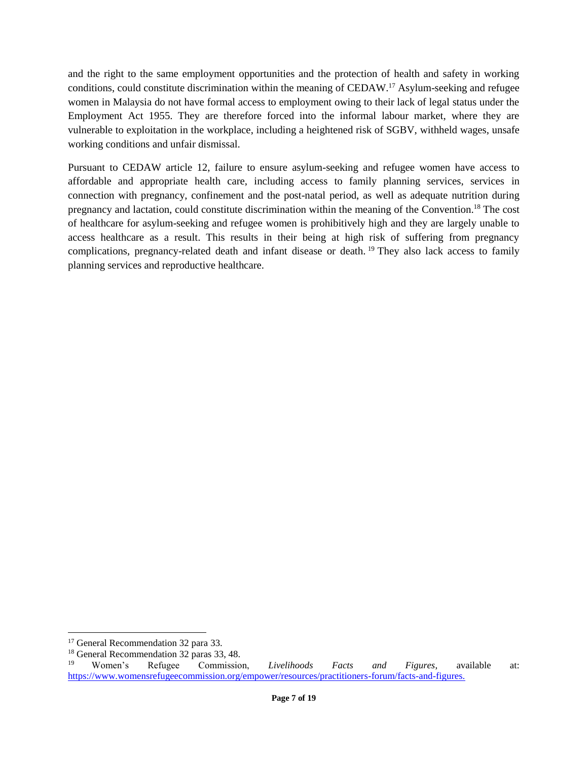and the right to the same employment opportunities and the protection of health and safety in working conditions, could constitute discrimination within the meaning of CEDAW.[17] Asylum-seeking and refugee women in Malaysia do not have formal access to employment owing to their lack of legal status under the Employment Act 1955. They are therefore forced into the informal labour market, where they are vulnerable to exploitation in the workplace, including a heightened risk of SGBV, withheld wages, unsafe working conditions and unfair dismissal.

Pursuant to CEDAW article 12, failure to ensure asylum-seeking and refugee women have access to affordable and appropriate health care, including access to family planning services, services in connection with pregnancy, confinement and the post-natal period, as well as adequate nutrition during pregnancy and lactation, could constitute discrimination within the meaning of the Convention.[18] The cost of healthcare for asylum-seeking and refugee women is prohibitively high and they are largely unable to access healthcare as a result. This results in their being at high risk of suffering from pregnancy complications, pregnancy-related death and infant disease or death.[19] They also lack access to family planning services and reproductive healthcare.

---

[17] General Recommendation 32 para 33.

[18] General Recommendation 32 paras 33, 48.

[19] Women's Refugee Commission, *Livelihoods Facts and Figures,* available at: https://www.womensrefugeecommission.org/empower/resources/practitioners-forum/facts-and-figures.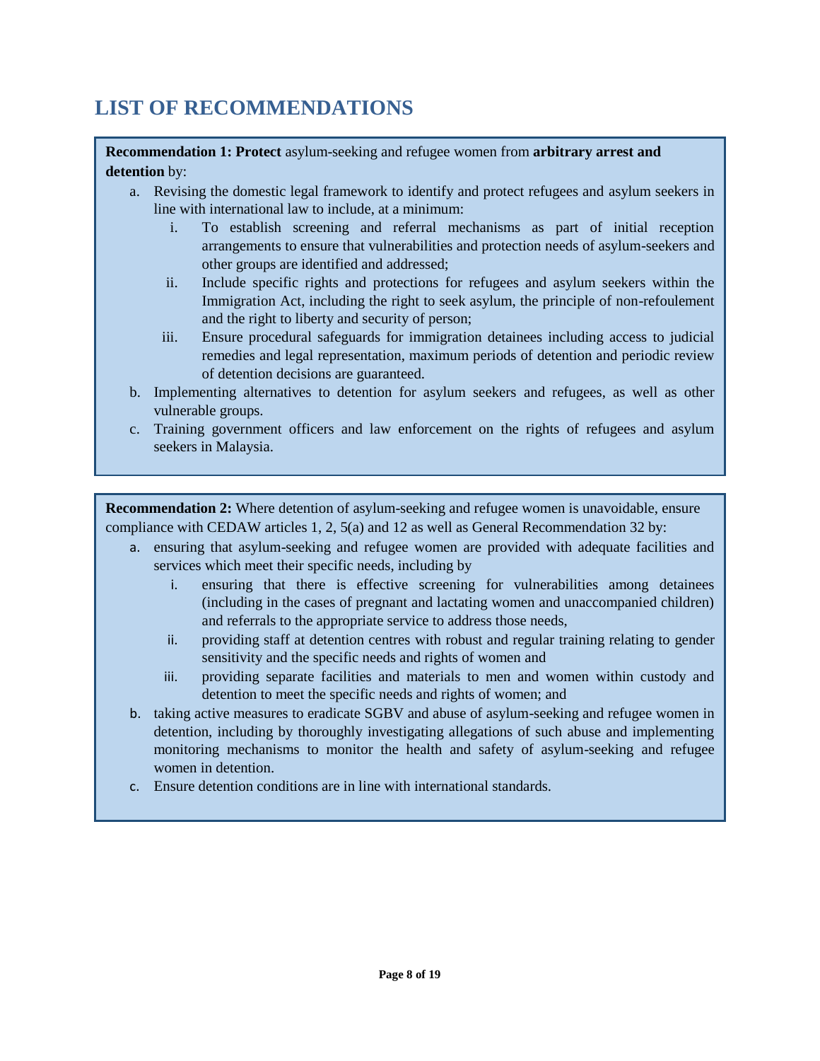# LIST OF RECOMMENDATIONS

**Recommendation 1: Protect** asylum-seeking and refugee women from **arbitrary arrest and detention** by:

a. Revising the domestic legal framework to identify and protect refugees and asylum seekers in line with international law to include, at a minimum:
   i. To establish screening and referral mechanisms as part of initial reception arrangements to ensure that vulnerabilities and protection needs of asylum-seekers and other groups are identified and addressed;
   ii. Include specific rights and protections for refugees and asylum seekers within the Immigration Act, including the right to seek asylum, the principle of non-refoulement and the right to liberty and security of person;
   iii. Ensure procedural safeguards for immigration detainees including access to judicial remedies and legal representation, maximum periods of detention and periodic review of detention decisions are guaranteed.

b. Implementing alternatives to detention for asylum seekers and refugees, as well as other vulnerable groups.

c. Training government officers and law enforcement on the rights of refugees and asylum seekers in Malaysia.

**Recommendation 2:** Where detention of asylum-seeking and refugee women is unavoidable, ensure compliance with CEDAW articles 1, 2, 5(a) and 12 as well as General Recommendation 32 by:

a. ensuring that asylum-seeking and refugee women are provided with adequate facilities and services which meet their specific needs, including by
   i. ensuring that there is effective screening for vulnerabilities among detainees (including in the cases of pregnant and lactating women and unaccompanied children) and referrals to the appropriate service to address those needs,
   ii. providing staff at detention centres with robust and regular training relating to gender sensitivity and the specific needs and rights of women and
   iii. providing separate facilities and materials to men and women within custody and detention to meet the specific needs and rights of women; and

b. taking active measures to eradicate SGBV and abuse of asylum-seeking and refugee women in detention, including by thoroughly investigating allegations of such abuse and implementing monitoring mechanisms to monitor the health and safety of asylum-seeking and refugee women in detention.

c. Ensure detention conditions are in line with international standards.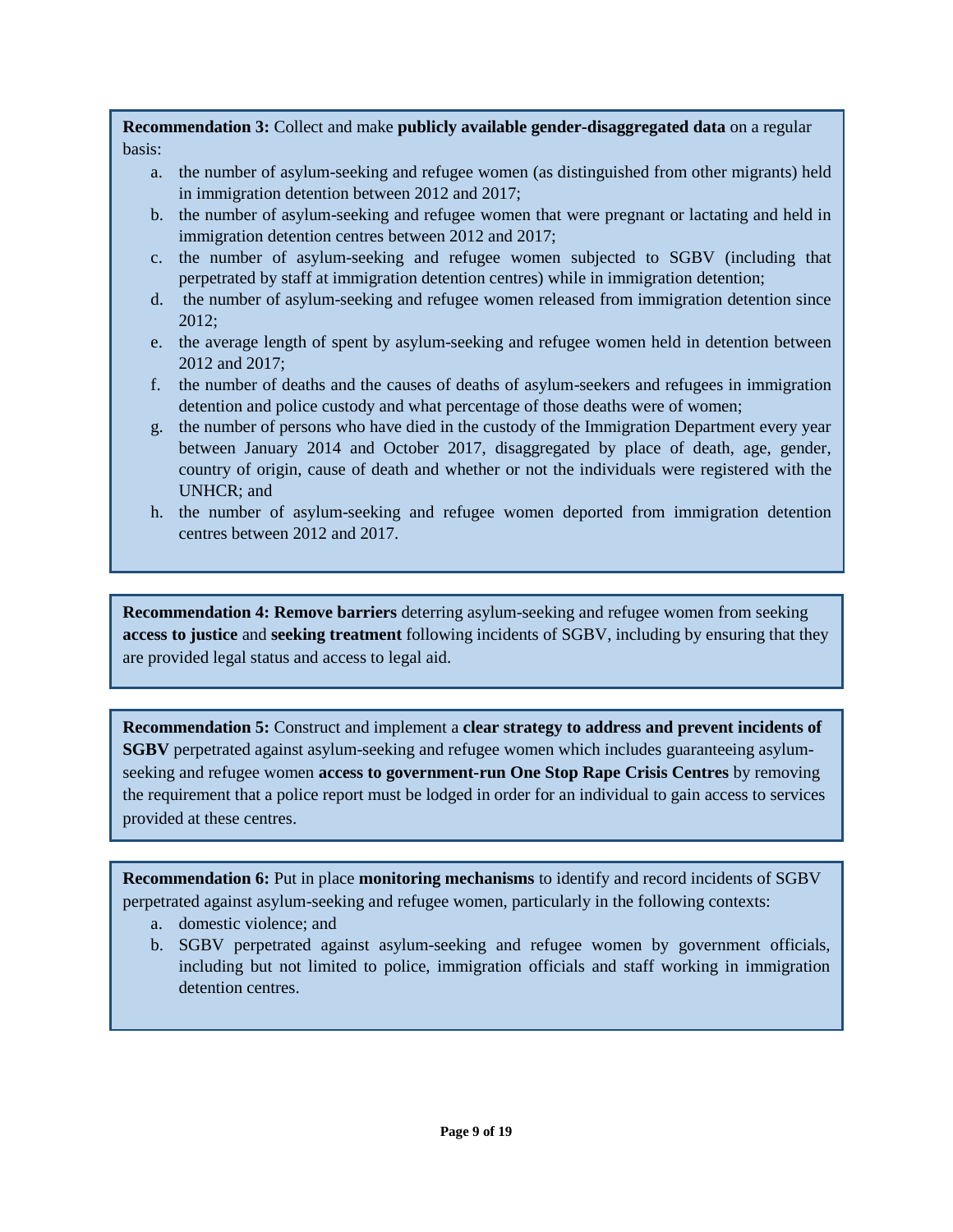**Recommendation 3:** Collect and make **publicly available gender-disaggregated data** on a regular basis:

a. the number of asylum-seeking and refugee women (as distinguished from other migrants) held in immigration detention between 2012 and 2017;
b. the number of asylum-seeking and refugee women that were pregnant or lactating and held in immigration detention centres between 2012 and 2017;
c. the number of asylum-seeking and refugee women subjected to SGBV (including that perpetrated by staff at immigration detention centres) while in immigration detention;
d. the number of asylum-seeking and refugee women released from immigration detention since 2012;
e. the average length of spent by asylum-seeking and refugee women held in detention between 2012 and 2017;
f. the number of deaths and the causes of deaths of asylum-seekers and refugees in immigration detention and police custody and what percentage of those deaths were of women;
g. the number of persons who have died in the custody of the Immigration Department every year between January 2014 and October 2017, disaggregated by place of death, age, gender, country of origin, cause of death and whether or not the individuals were registered with the UNHCR; and
h. the number of asylum-seeking and refugee women deported from immigration detention centres between 2012 and 2017.

**Recommendation 4: Remove barriers** deterring asylum-seeking and refugee women from seeking **access to justice** and **seeking treatment** following incidents of SGBV, including by ensuring that they are provided legal status and access to legal aid.

**Recommendation 5:** Construct and implement a **clear strategy to address and prevent incidents of SGBV** perpetrated against asylum-seeking and refugee women which includes guaranteeing asylum-seeking and refugee women **access to government-run One Stop Rape Crisis Centres** by removing the requirement that a police report must be lodged in order for an individual to gain access to services provided at these centres.

**Recommendation 6:** Put in place **monitoring mechanisms** to identify and record incidents of SGBV perpetrated against asylum-seeking and refugee women, particularly in the following contexts:

a. domestic violence; and
b. SGBV perpetrated against asylum-seeking and refugee women by government officials, including but not limited to police, immigration officials and staff working in immigration detention centres.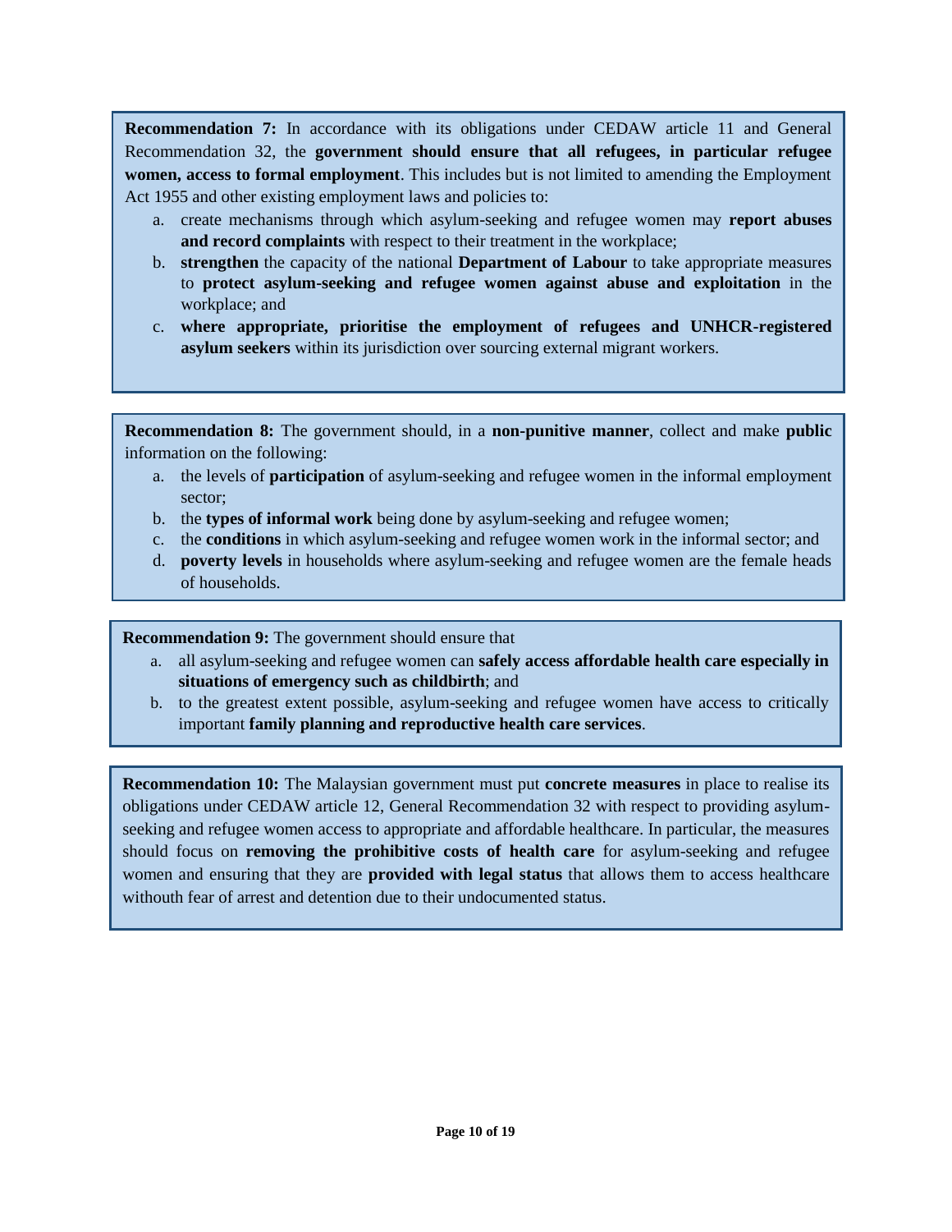**Recommendation 7:** In accordance with its obligations under CEDAW article 11 and General Recommendation 32, the **government should ensure that all refugees, in particular refugee women, access to formal employment**. This includes but is not limited to amending the Employment Act 1955 and other existing employment laws and policies to:

a. create mechanisms through which asylum-seeking and refugee women may **report abuses and record complaints** with respect to their treatment in the workplace;
b. **strengthen** the capacity of the national **Department of Labour** to take appropriate measures to **protect asylum-seeking and refugee women against abuse and exploitation** in the workplace; and
c. **where appropriate, prioritise the employment of refugees and UNHCR-registered asylum seekers** within its jurisdiction over sourcing external migrant workers.

**Recommendation 8:** The government should, in a **non-punitive manner**, collect and make **public** information on the following:

a. the levels of **participation** of asylum-seeking and refugee women in the informal employment sector;
b. the **types of informal work** being done by asylum-seeking and refugee women;
c. the **conditions** in which asylum-seeking and refugee women work in the informal sector; and
d. **poverty levels** in households where asylum-seeking and refugee women are the female heads of households.

**Recommendation 9:** The government should ensure that

a. all asylum-seeking and refugee women can **safely access affordable health care especially in situations of emergency such as childbirth**; and
b. to the greatest extent possible, asylum-seeking and refugee women have access to critically important **family planning and reproductive health care services**.

**Recommendation 10:** The Malaysian government must put **concrete measures** in place to realise its obligations under CEDAW article 12, General Recommendation 32 with respect to providing asylum-seeking and refugee women access to appropriate and affordable healthcare. In particular, the measures should focus on **removing the prohibitive costs of health care** for asylum-seeking and refugee women and ensuring that they are **provided with legal status** that allows them to access healthcare withouth fear of arrest and detention due to their undocumented status.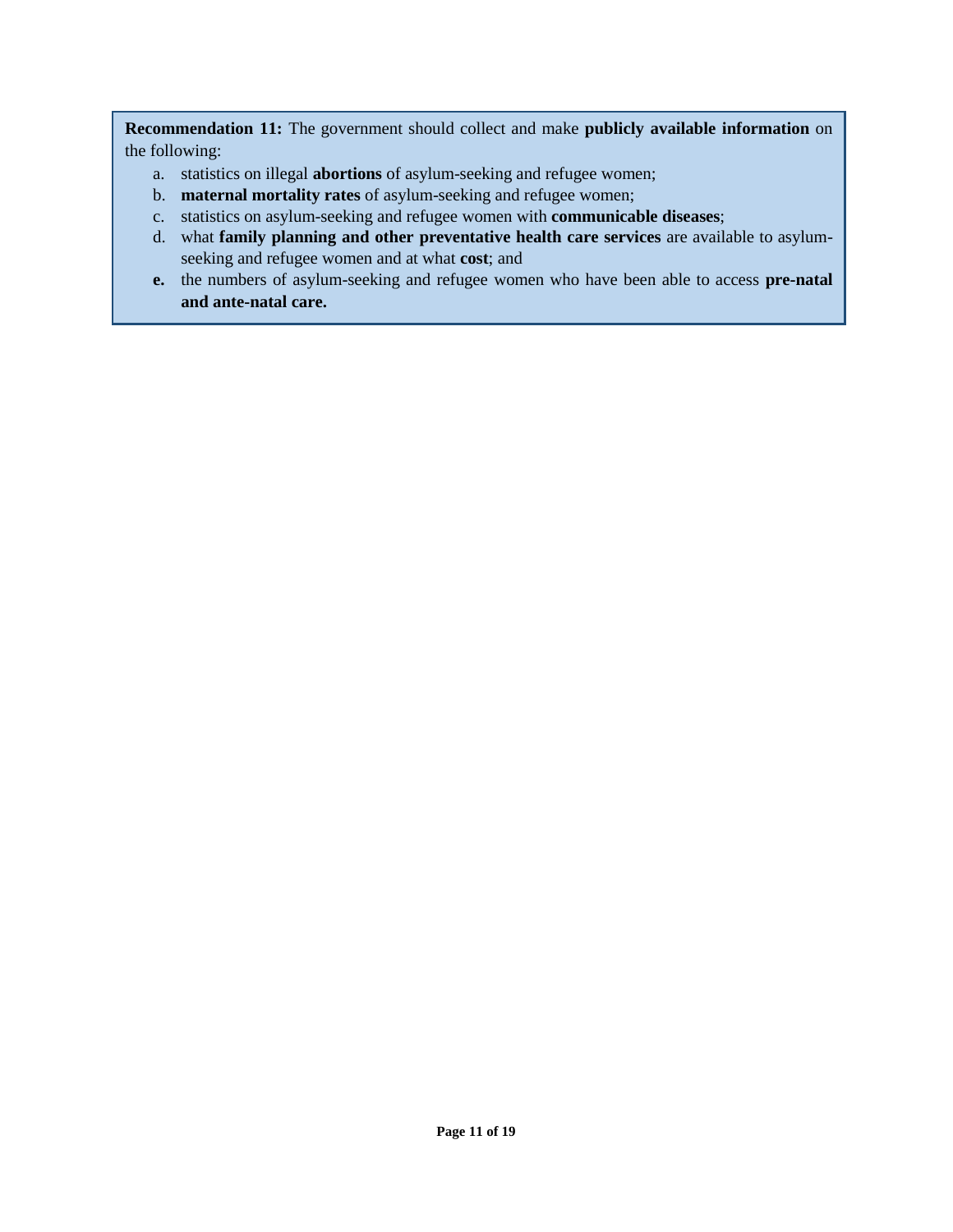**Recommendation 11:** The government should collect and make **publicly available information** on the following:

a. statistics on illegal **abortions** of asylum-seeking and refugee women;
b. **maternal mortality rates** of asylum-seeking and refugee women;
c. statistics on asylum-seeking and refugee women with **communicable diseases**;
d. what **family planning and other preventative health care services** are available to asylum-seeking and refugee women and at what **cost**; and
e. the numbers of asylum-seeking and refugee women who have been able to access **pre-natal and ante-natal care.**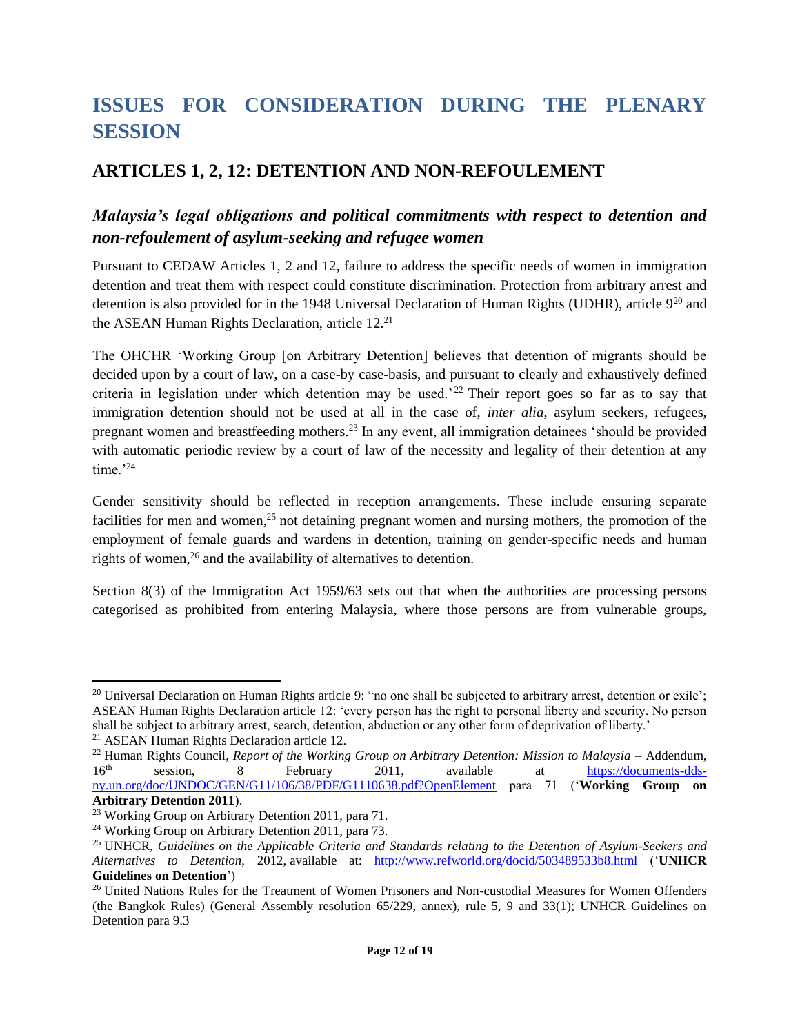# ISSUES FOR CONSIDERATION DURING THE PLENARY SESSION

## ARTICLES 1, 2, 12: DETENTION AND NON-REFOULEMENT

### *Malaysia's legal obligations and political commitments with respect to detention and non-refoulement of asylum-seeking and refugee women*

Pursuant to CEDAW Articles 1, 2 and 12, failure to address the specific needs of women in immigration detention and treat them with respect could constitute discrimination. Protection from arbitrary arrest and detention is also provided for in the 1948 Universal Declaration of Human Rights (UDHR), article 9[20] and the ASEAN Human Rights Declaration, article 12.[21]

The OHCHR 'Working Group [on Arbitrary Detention] believes that detention of migrants should be decided upon by a court of law, on a case-by case-basis, and pursuant to clearly and exhaustively defined criteria in legislation under which detention may be used.'[22] Their report goes so far as to say that immigration detention should not be used at all in the case of, *inter alia*, asylum seekers, refugees, pregnant women and breastfeeding mothers.[23] In any event, all immigration detainees 'should be provided with automatic periodic review by a court of law of the necessity and legality of their detention at any time.'[24]

Gender sensitivity should be reflected in reception arrangements. These include ensuring separate facilities for men and women,[25] not detaining pregnant women and nursing mothers, the promotion of the employment of female guards and wardens in detention, training on gender-specific needs and human rights of women,[26] and the availability of alternatives to detention.

Section 8(3) of the Immigration Act 1959/63 sets out that when the authorities are processing persons categorised as prohibited from entering Malaysia, where those persons are from vulnerable groups,

---

[20] Universal Declaration on Human Rights article 9: "no one shall be subjected to arbitrary arrest, detention or exile'; ASEAN Human Rights Declaration article 12: 'every person has the right to personal liberty and security. No person shall be subject to arbitrary arrest, search, detention, abduction or any other form of deprivation of liberty.'

[21] ASEAN Human Rights Declaration article 12.

[22] Human Rights Council, *Report of the Working Group on Arbitrary Detention: Mission to Malaysia* – Addendum, 16th session, 8 February 2011, available at https://documents-dds-ny.un.org/doc/UNDOC/GEN/G11/106/38/PDF/G1110638.pdf?OpenElement para 71 ('**Working Group on Arbitrary Detention 2011**').

[23] Working Group on Arbitrary Detention 2011, para 71.

[24] Working Group on Arbitrary Detention 2011, para 73.

[25] UNHCR, *Guidelines on the Applicable Criteria and Standards relating to the Detention of Asylum-Seekers and Alternatives to Detention*, 2012, available at: http://www.refworld.org/docid/503489533b8.html ('**UNHCR Guidelines on Detention**')

[26] United Nations Rules for the Treatment of Women Prisoners and Non-custodial Measures for Women Offenders (the Bangkok Rules) (General Assembly resolution 65/229, annex), rule 5, 9 and 33(1); UNHCR Guidelines on Detention para 9.3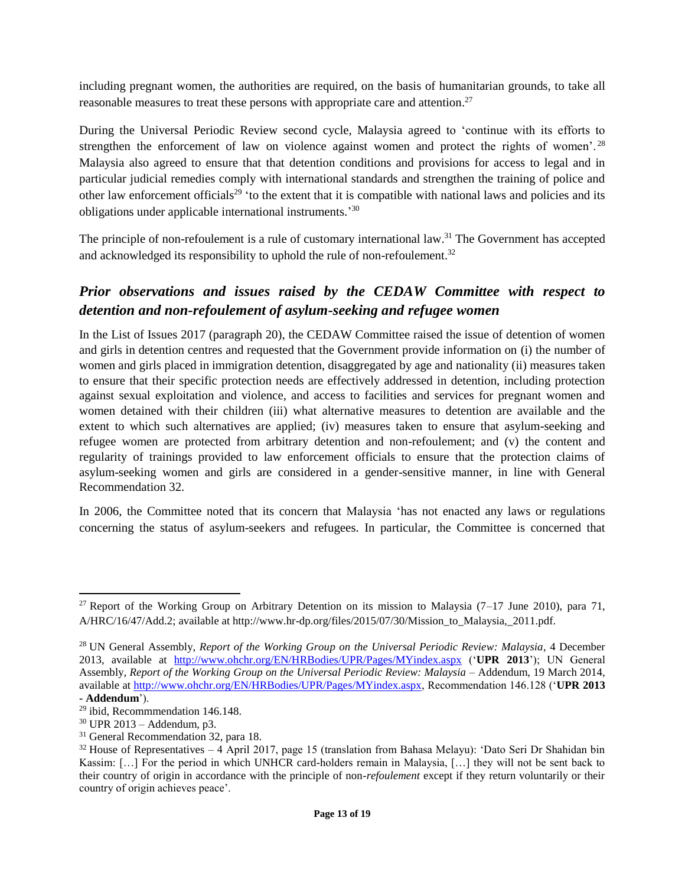including pregnant women, the authorities are required, on the basis of humanitarian grounds, to take all reasonable measures to treat these persons with appropriate care and attention.[27]

During the Universal Periodic Review second cycle, Malaysia agreed to 'continue with its efforts to strengthen the enforcement of law on violence against women and protect the rights of women'.[28] Malaysia also agreed to ensure that that detention conditions and provisions for access to legal and in particular judicial remedies comply with international standards and strengthen the training of police and other law enforcement officials[29] 'to the extent that it is compatible with national laws and policies and its obligations under applicable international instruments.'[30]

The principle of non-refoulement is a rule of customary international law.[31] The Government has accepted and acknowledged its responsibility to uphold the rule of non-refoulement.[32]

## *Prior observations and issues raised by the CEDAW Committee with respect to detention and non-refoulement of asylum-seeking and refugee women*

In the List of Issues 2017 (paragraph 20), the CEDAW Committee raised the issue of detention of women and girls in detention centres and requested that the Government provide information on (i) the number of women and girls placed in immigration detention, disaggregated by age and nationality (ii) measures taken to ensure that their specific protection needs are effectively addressed in detention, including protection against sexual exploitation and violence, and access to facilities and services for pregnant women and women detained with their children (iii) what alternative measures to detention are available and the extent to which such alternatives are applied; (iv) measures taken to ensure that asylum-seeking and refugee women are protected from arbitrary detention and non-refoulement; and (v) the content and regularity of trainings provided to law enforcement officials to ensure that the protection claims of asylum-seeking women and girls are considered in a gender-sensitive manner, in line with General Recommendation 32.

In 2006, the Committee noted that its concern that Malaysia 'has not enacted any laws or regulations concerning the status of asylum-seekers and refugees. In particular, the Committee is concerned that

---

[27] Report of the Working Group on Arbitrary Detention on its mission to Malaysia (7–17 June 2010), para 71, A/HRC/16/47/Add.2; available at http://www.hr-dp.org/files/2015/07/30/Mission_to_Malaysia,_2011.pdf.

[28] UN General Assembly, *Report of the Working Group on the Universal Periodic Review: Malaysia*, 4 December 2013, available at http://www.ohchr.org/EN/HRBodies/UPR/Pages/MYindex.aspx ('**UPR 2013**'); UN General Assembly, *Report of the Working Group on the Universal Periodic Review: Malaysia* – Addendum, 19 March 2014, available at http://www.ohchr.org/EN/HRBodies/UPR/Pages/MYindex.aspx, Recommendation 146.128 ('**UPR 2013 - Addendum**').

[29] ibid, Recommmendation 146.148.

[30] UPR 2013 – Addendum, p3.

[31] General Recommendation 32, para 18.

[32] House of Representatives – 4 April 2017, page 15 (translation from Bahasa Melayu): 'Dato Seri Dr Shahidan bin Kassim: [...] For the period in which UNHCR card-holders remain in Malaysia, [...] they will not be sent back to their country of origin in accordance with the principle of non-*refoulement* except if they return voluntarily or their country of origin achieves peace'.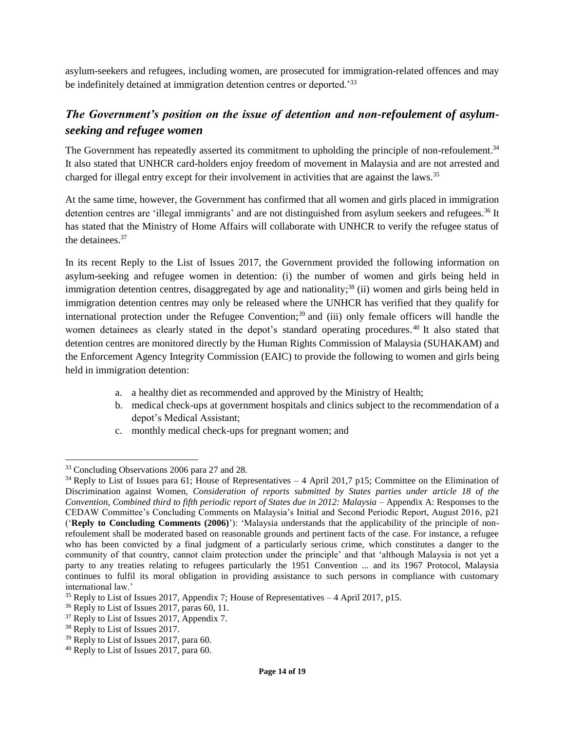asylum-seekers and refugees, including women, are prosecuted for immigration-related offences and may be indefinitely detained at immigration detention centres or deported.'[33]

## *The Government's position on the issue of detention and non-refoulement of asylum-seeking and refugee women*

The Government has repeatedly asserted its commitment to upholding the principle of non-refoulement.[34] It also stated that UNHCR card-holders enjoy freedom of movement in Malaysia and are not arrested and charged for illegal entry except for their involvement in activities that are against the laws.[35]

At the same time, however, the Government has confirmed that all women and girls placed in immigration detention centres are 'illegal immigrants' and are not distinguished from asylum seekers and refugees.[36] It has stated that the Ministry of Home Affairs will collaborate with UNHCR to verify the refugee status of the detainees.[37]

In its recent Reply to the List of Issues 2017, the Government provided the following information on asylum-seeking and refugee women in detention: (i) the number of women and girls being held in immigration detention centres, disaggregated by age and nationality;[38] (ii) women and girls being held in immigration detention centres may only be released where the UNHCR has verified that they qualify for international protection under the Refugee Convention;[39] and (iii) only female officers will handle the women detainees as clearly stated in the depot's standard operating procedures.[40] It also stated that detention centres are monitored directly by the Human Rights Commission of Malaysia (SUHAKAM) and the Enforcement Agency Integrity Commission (EAIC) to provide the following to women and girls being held in immigration detention:

a. a healthy diet as recommended and approved by the Ministry of Health;
b. medical check-ups at government hospitals and clinics subject to the recommendation of a depot's Medical Assistant;
c. monthly medical check-ups for pregnant women; and

---

[33] Concluding Observations 2006 para 27 and 28.

[34] Reply to List of Issues para 61; House of Representatives – 4 April 201,7 p15; Committee on the Elimination of Discrimination against Women, *Consideration of reports submitted by States parties under article 18 of the Convention, Combined third to fifth periodic report of States due in 2012: Malaysia* – Appendix A: Responses to the CEDAW Committee's Concluding Comments on Malaysia's Initial and Second Periodic Report, August 2016, p21 ('**Reply to Concluding Comments (2006)**'): 'Malaysia understands that the applicability of the principle of non-refoulement shall be moderated based on reasonable grounds and pertinent facts of the case. For instance, a refugee who has been convicted by a final judgment of a particularly serious crime, which constitutes a danger to the community of that country, cannot claim protection under the principle' and that 'although Malaysia is not yet a party to any treaties relating to refugees particularly the 1951 Convention ... and its 1967 Protocol, Malaysia continues to fulfil its moral obligation in providing assistance to such persons in compliance with customary international law.'

[35] Reply to List of Issues 2017, Appendix 7; House of Representatives – 4 April 2017, p15.

[36] Reply to List of Issues 2017, paras 60, 11.

[37] Reply to List of Issues 2017, Appendix 7.

[38] Reply to List of Issues 2017.

[39] Reply to List of Issues 2017, para 60.

[40] Reply to List of Issues 2017, para 60.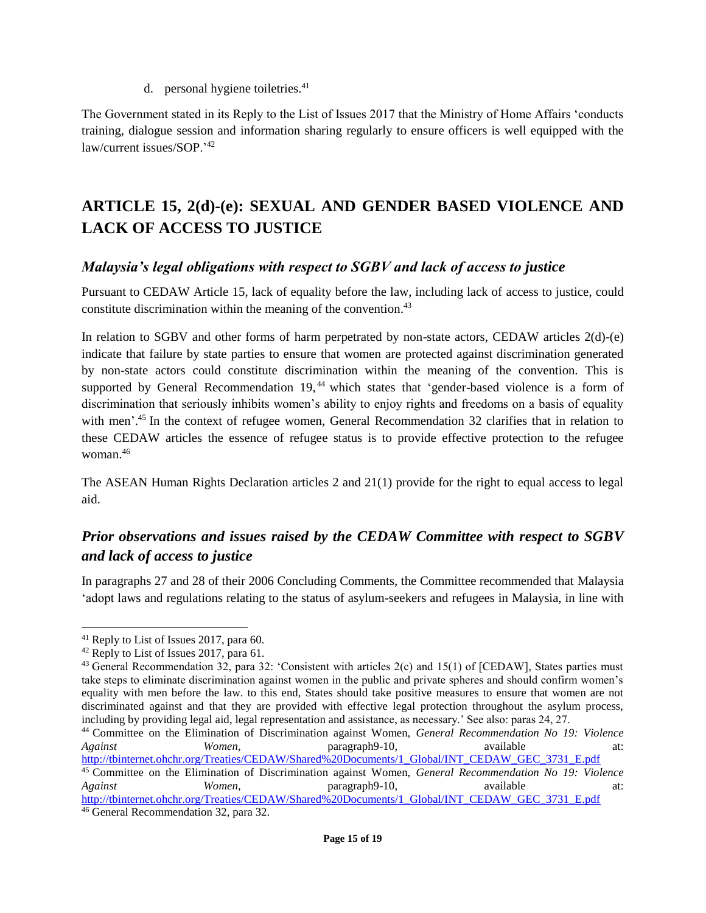d. personal hygiene toiletries.[41]

The Government stated in its Reply to the List of Issues 2017 that the Ministry of Home Affairs 'conducts training, dialogue session and information sharing regularly to ensure officers is well equipped with the law/current issues/SOP.'[42]

## ARTICLE 15, 2(d)-(e): SEXUAL AND GENDER BASED VIOLENCE AND LACK OF ACCESS TO JUSTICE

### *Malaysia's legal obligations with respect to SGBV and lack of access to justice*

Pursuant to CEDAW Article 15, lack of equality before the law, including lack of access to justice, could constitute discrimination within the meaning of the convention.[43]

In relation to SGBV and other forms of harm perpetrated by non-state actors, CEDAW articles 2(d)-(e) indicate that failure by state parties to ensure that women are protected against discrimination generated by non-state actors could constitute discrimination within the meaning of the convention. This is supported by General Recommendation 19,[44] which states that 'gender-based violence is a form of discrimination that seriously inhibits women's ability to enjoy rights and freedoms on a basis of equality with men'.[45] In the context of refugee women, General Recommendation 32 clarifies that in relation to these CEDAW articles the essence of refugee status is to provide effective protection to the refugee woman.[46]

The ASEAN Human Rights Declaration articles 2 and 21(1) provide for the right to equal access to legal aid.

### *Prior observations and issues raised by the CEDAW Committee with respect to SGBV and lack of access to justice*

In paragraphs 27 and 28 of their 2006 Concluding Comments, the Committee recommended that Malaysia 'adopt laws and regulations relating to the status of asylum-seekers and refugees in Malaysia, in line with

---

[41] Reply to List of Issues 2017, para 60.

[42] Reply to List of Issues 2017, para 61.

[43] General Recommendation 32, para 32: 'Consistent with articles 2(c) and 15(1) of [CEDAW], States parties must take steps to eliminate discrimination against women in the public and private spheres and should confirm women's equality with men before the law. to this end, States should take positive measures to ensure that women are not discriminated against and that they are provided with effective legal protection throughout the asylum process, including by providing legal aid, legal representation and assistance, as necessary.' See also: paras 24, 27.

[44] Committee on the Elimination of Discrimination against Women, *General Recommendation No 19: Violence Against Women*, paragraph9-10, available at: http://tbinternet.ohchr.org/Treaties/CEDAW/Shared%20Documents/1_Global/INT_CEDAW_GEC_3731_E.pdf

[45] Committee on the Elimination of Discrimination against Women, *General Recommendation No 19: Violence Against Women*, paragraph9-10, available at: http://tbinternet.ohchr.org/Treaties/CEDAW/Shared%20Documents/1_Global/INT_CEDAW_GEC_3731_E.pdf

[46] General Recommendation 32, para 32.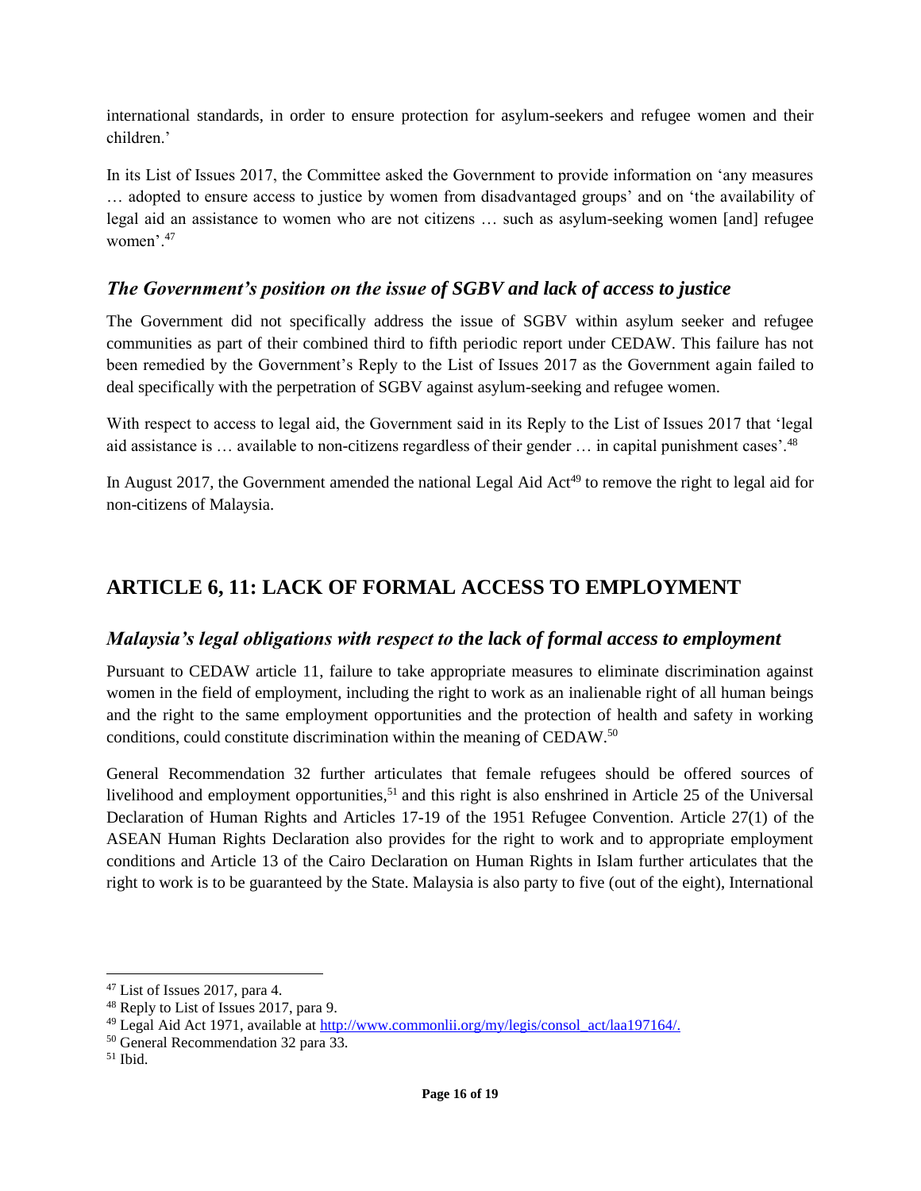international standards, in order to ensure protection for asylum-seekers and refugee women and their children.'

In its List of Issues 2017, the Committee asked the Government to provide information on 'any measures … adopted to ensure access to justice by women from disadvantaged groups' and on 'the availability of legal aid an assistance to women who are not citizens … such as asylum-seeking women [and] refugee women'.[47]

### *The Government's position on the issue of SGBV and lack of access to justice*

The Government did not specifically address the issue of SGBV within asylum seeker and refugee communities as part of their combined third to fifth periodic report under CEDAW. This failure has not been remedied by the Government's Reply to the List of Issues 2017 as the Government again failed to deal specifically with the perpetration of SGBV against asylum-seeking and refugee women.

With respect to access to legal aid, the Government said in its Reply to the List of Issues 2017 that 'legal aid assistance is … available to non-citizens regardless of their gender … in capital punishment cases'.[48]

In August 2017, the Government amended the national Legal Aid Act[49] to remove the right to legal aid for non-citizens of Malaysia.

## ARTICLE 6, 11: LACK OF FORMAL ACCESS TO EMPLOYMENT

### *Malaysia's legal obligations with respect to the lack of formal access to employment*

Pursuant to CEDAW article 11, failure to take appropriate measures to eliminate discrimination against women in the field of employment, including the right to work as an inalienable right of all human beings and the right to the same employment opportunities and the protection of health and safety in working conditions, could constitute discrimination within the meaning of CEDAW.[50]

General Recommendation 32 further articulates that female refugees should be offered sources of livelihood and employment opportunities,[51] and this right is also enshrined in Article 25 of the Universal Declaration of Human Rights and Articles 17-19 of the 1951 Refugee Convention. Article 27(1) of the ASEAN Human Rights Declaration also provides for the right to work and to appropriate employment conditions and Article 13 of the Cairo Declaration on Human Rights in Islam further articulates that the right to work is to be guaranteed by the State. Malaysia is also party to five (out of the eight), International

---

[47] List of Issues 2017, para 4.

[48] Reply to List of Issues 2017, para 9.

[49] Legal Aid Act 1971, available at http://www.commonlii.org/my/legis/consol_act/laa197164/.

[50] General Recommendation 32 para 33.

[51] Ibid.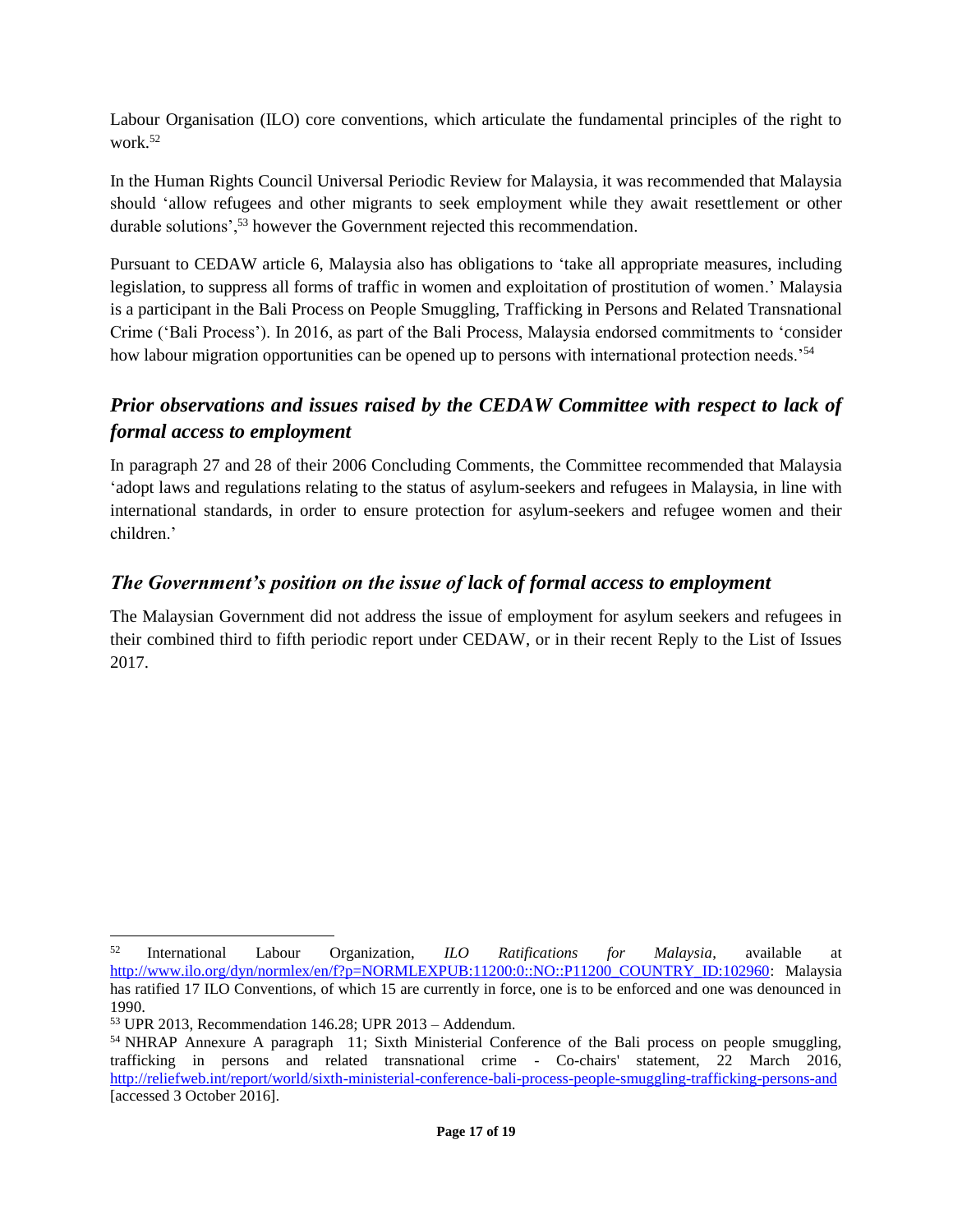Labour Organisation (ILO) core conventions, which articulate the fundamental principles of the right to work.[52]

In the Human Rights Council Universal Periodic Review for Malaysia, it was recommended that Malaysia should 'allow refugees and other migrants to seek employment while they await resettlement or other durable solutions',[53] however the Government rejected this recommendation.

Pursuant to CEDAW article 6, Malaysia also has obligations to 'take all appropriate measures, including legislation, to suppress all forms of traffic in women and exploitation of prostitution of women.' Malaysia is a participant in the Bali Process on People Smuggling, Trafficking in Persons and Related Transnational Crime ('Bali Process'). In 2016, as part of the Bali Process, Malaysia endorsed commitments to 'consider how labour migration opportunities can be opened up to persons with international protection needs.'[54]

## *Prior observations and issues raised by the CEDAW Committee with respect to lack of formal access to employment*

In paragraph 27 and 28 of their 2006 Concluding Comments, the Committee recommended that Malaysia 'adopt laws and regulations relating to the status of asylum-seekers and refugees in Malaysia, in line with international standards, in order to ensure protection for asylum-seekers and refugee women and their children.'

## *The Government's position on the issue of lack of formal access to employment*

The Malaysian Government did not address the issue of employment for asylum seekers and refugees in their combined third to fifth periodic report under CEDAW, or in their recent Reply to the List of Issues 2017.

---

[52] International Labour Organization, *ILO Ratifications for Malaysia*, available at http://www.ilo.org/dyn/normlex/en/f?p=NORMLEXPUB:11200:0::NO::P11200_COUNTRY_ID:102960: Malaysia has ratified 17 ILO Conventions, of which 15 are currently in force, one is to be enforced and one was denounced in 1990.

[53] UPR 2013, Recommendation 146.28; UPR 2013 – Addendum.

[54] NHRAP Annexure A paragraph 11; Sixth Ministerial Conference of the Bali process on people smuggling, trafficking in persons and related transnational crime - Co-chairs' statement, 22 March 2016, http://reliefweb.int/report/world/sixth-ministerial-conference-bali-process-people-smuggling-trafficking-persons-and [accessed 3 October 2016].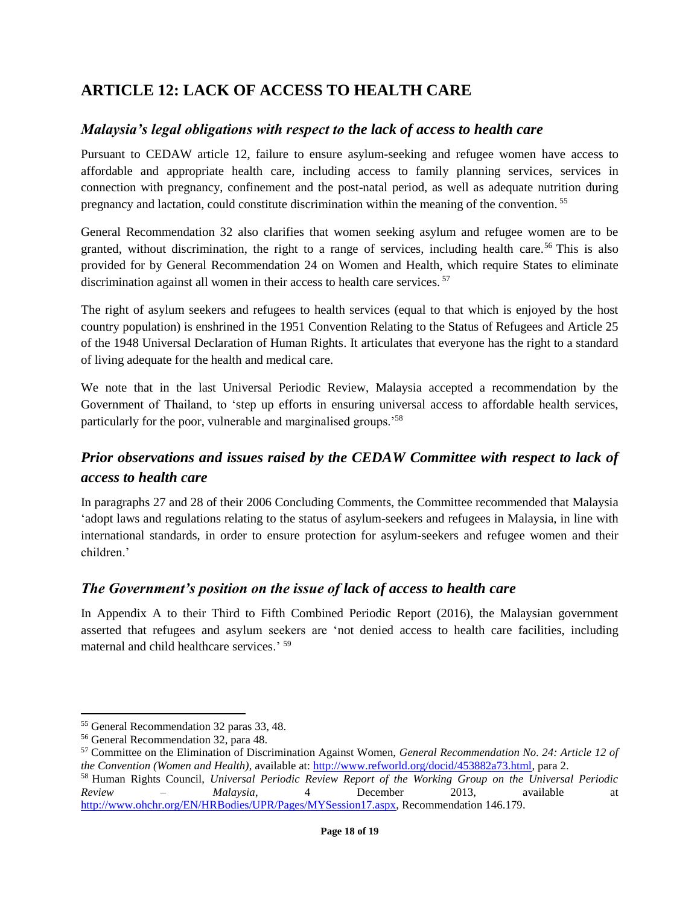## ARTICLE 12: LACK OF ACCESS TO HEALTH CARE

### *Malaysia's legal obligations with respect to the lack of access to health care*

Pursuant to CEDAW article 12, failure to ensure asylum-seeking and refugee women have access to affordable and appropriate health care, including access to family planning services, services in connection with pregnancy, confinement and the post-natal period, as well as adequate nutrition during pregnancy and lactation, could constitute discrimination within the meaning of the convention. [55]

General Recommendation 32 also clarifies that women seeking asylum and refugee women are to be granted, without discrimination, the right to a range of services, including health care.[56] This is also provided for by General Recommendation 24 on Women and Health, which require States to eliminate discrimination against all women in their access to health care services. [57]

The right of asylum seekers and refugees to health services (equal to that which is enjoyed by the host country population) is enshrined in the 1951 Convention Relating to the Status of Refugees and Article 25 of the 1948 Universal Declaration of Human Rights. It articulates that everyone has the right to a standard of living adequate for the health and medical care.

We note that in the last Universal Periodic Review, Malaysia accepted a recommendation by the Government of Thailand, to 'step up efforts in ensuring universal access to affordable health services, particularly for the poor, vulnerable and marginalised groups.'[58]

### *Prior observations and issues raised by the CEDAW Committee with respect to lack of access to health care*

In paragraphs 27 and 28 of their 2006 Concluding Comments, the Committee recommended that Malaysia 'adopt laws and regulations relating to the status of asylum-seekers and refugees in Malaysia, in line with international standards, in order to ensure protection for asylum-seekers and refugee women and their children.'

### *The Government's position on the issue of lack of access to health care*

In Appendix A to their Third to Fifth Combined Periodic Report (2016), the Malaysian government asserted that refugees and asylum seekers are 'not denied access to health care facilities, including maternal and child healthcare services.' [59]

---

[55] General Recommendation 32 paras 33, 48.

[56] General Recommendation 32, para 48.

[57] Committee on the Elimination of Discrimination Against Women, *General Recommendation No. 24: Article 12 of the Convention (Women and Health)*, available at: http://www.refworld.org/docid/453882a73.html, para 2.

[58] Human Rights Council, *Universal Periodic Review Report of the Working Group on the Universal Periodic Review – Malaysia*, 4 December 2013, available at http://www.ohchr.org/EN/HRBodies/UPR/Pages/MYSession17.aspx, Recommendation 146.179.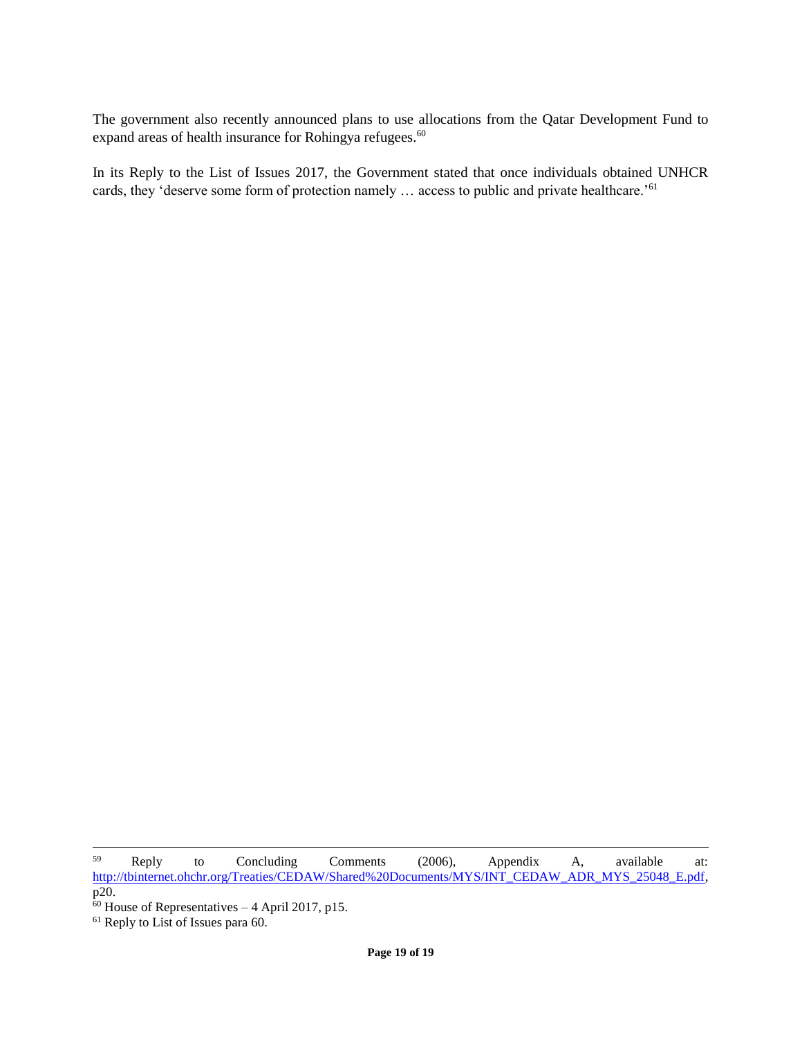The government also recently announced plans to use allocations from the Qatar Development Fund to expand areas of health insurance for Rohingya refugees.[60]

In its Reply to the List of Issues 2017, the Government stated that once individuals obtained UNHCR cards, they 'deserve some form of protection namely … access to public and private healthcare.'[61]

---

[59] Reply to Concluding Comments (2006), Appendix A, available at: http://tbinternet.ohchr.org/Treaties/CEDAW/Shared%20Documents/MYS/INT_CEDAW_ADR_MYS_25048_E.pdf, p20.

[60] House of Representatives – 4 April 2017, p15.

[61] Reply to List of Issues para 60.